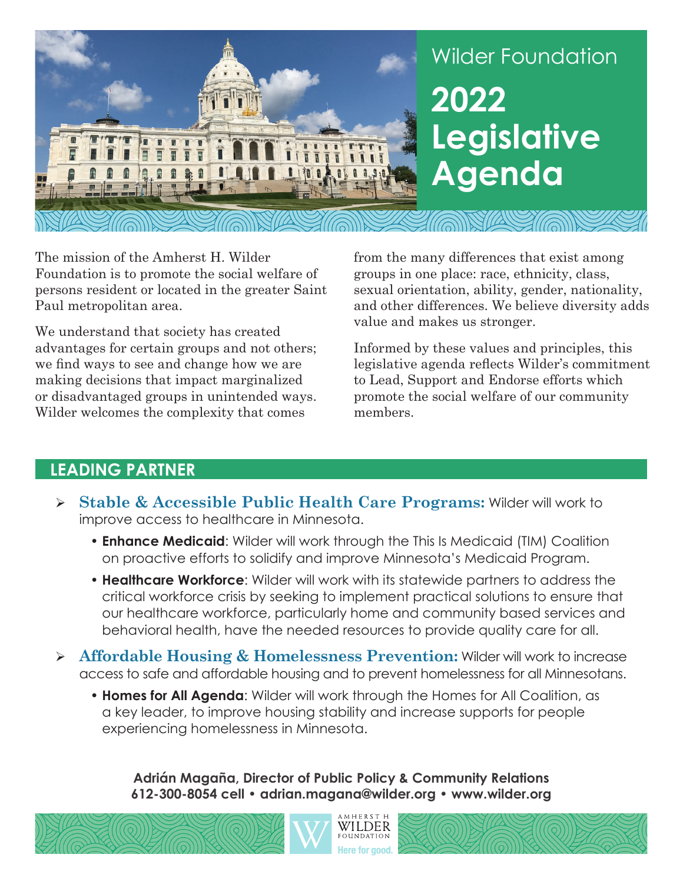# Wilder Foundation

# 2022 Legislative Agenda

The mission of the Amherst H. Wilder Foundation is to promote the social welfare of persons resident or located in the greater Saint Paul metropolitan area.

We understand that society has created advantages for certain groups and not others; we find ways to see and change how we are making decisions that impact marginalized or disadvantaged groups in unintended ways. Wilder welcomes the complexity that comes from the many differences that exist among groups in one place: race, ethnicity, class, sexual orientation, ability, gender, nationality, and other differences. We believe diversity adds value and makes us stronger.

Informed by these values and principles, this legislative agenda reflects Wilder's commitment to Lead, Support and Endorse efforts which promote the social welfare of our community members.

## LEADING PARTNER

- **Stable & Accessible Public Health Care Programs:** Wilder will work to improve access to healthcare in Minnesota.
  - **Enhance Medicaid**: Wilder will work through the This Is Medicaid (TIM) Coalition on proactive efforts to solidify and improve Minnesota's Medicaid Program.
  - **Healthcare Workforce**: Wilder will work with its statewide partners to address the critical workforce crisis by seeking to implement practical solutions to ensure that our healthcare workforce, particularly home and community based services and behavioral health, have the needed resources to provide quality care for all.
- **Affordable Housing & Homelessness Prevention:** Wilder will work to increase access to safe and affordable housing and to prevent homelessness for all Minnesotans.
  - **Homes for All Agenda**: Wilder will work through the Homes for All Coalition, as a key leader, to improve housing stability and increase supports for people experiencing homelessness in Minnesota.

**Adrián Magaña, Director of Public Policy & Community Relations**
**612-300-8054 cell • adrian.magana@wilder.org • www.wilder.org**

AMHERST H. WILDER FOUNDATION
Here for good.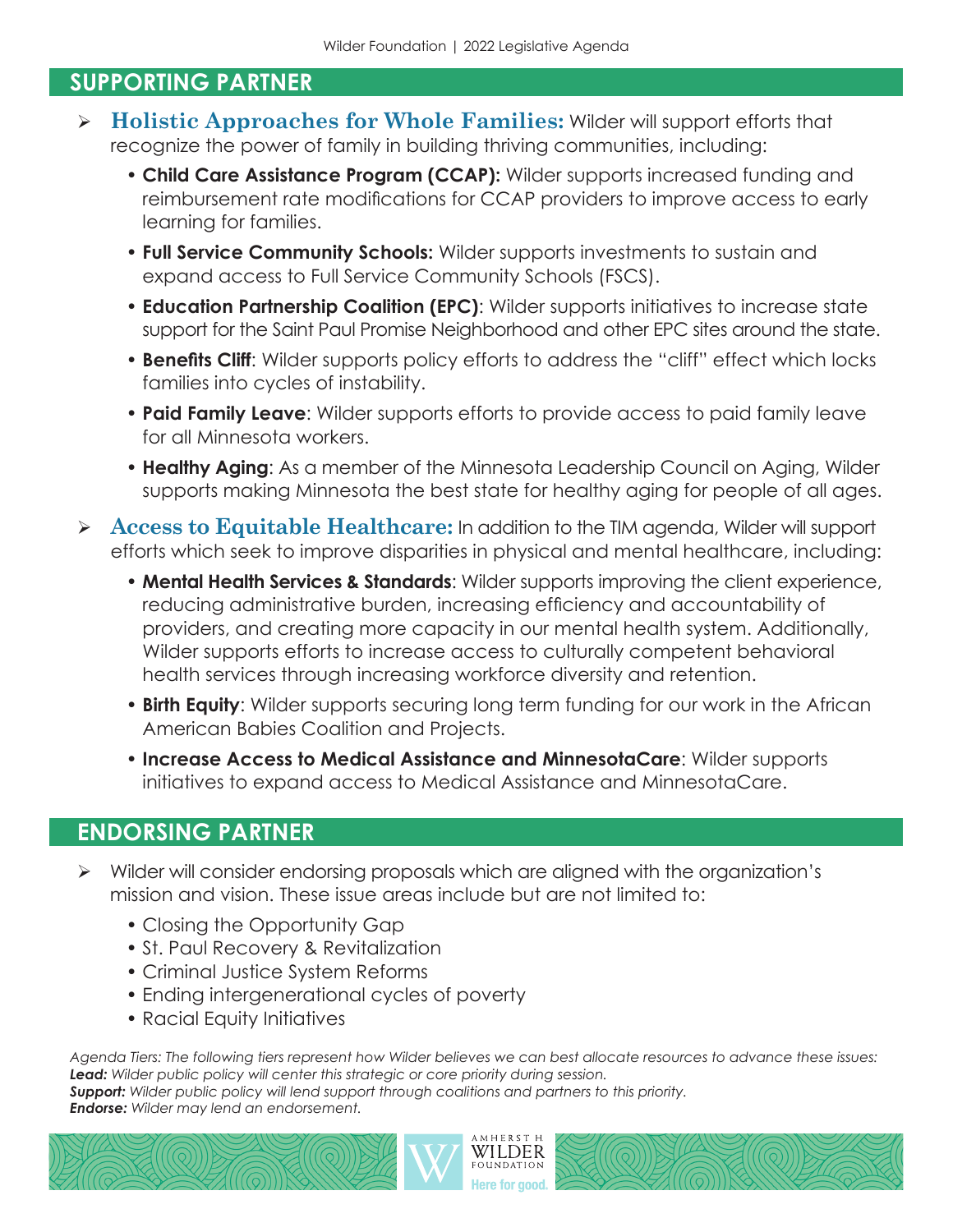## SUPPORTING PARTNER

- **Holistic Approaches for Whole Families:** Wilder will support efforts that recognize the power of family in building thriving communities, including:
  - **Child Care Assistance Program (CCAP):** Wilder supports increased funding and reimbursement rate modifications for CCAP providers to improve access to early learning for families.
  - **Full Service Community Schools:** Wilder supports investments to sustain and expand access to Full Service Community Schools (FSCS).
  - **Education Partnership Coalition (EPC)**: Wilder supports initiatives to increase state support for the Saint Paul Promise Neighborhood and other EPC sites around the state.
  - **Benefits Cliff**: Wilder supports policy efforts to address the "cliff" effect which locks families into cycles of instability.
  - **Paid Family Leave**: Wilder supports efforts to provide access to paid family leave for all Minnesota workers.
  - **Healthy Aging**: As a member of the Minnesota Leadership Council on Aging, Wilder supports making Minnesota the best state for healthy aging for people of all ages.
- **Access to Equitable Healthcare:** In addition to the TIM agenda, Wilder will support efforts which seek to improve disparities in physical and mental healthcare, including:
  - **Mental Health Services & Standards**: Wilder supports improving the client experience, reducing administrative burden, increasing efficiency and accountability of providers, and creating more capacity in our mental health system. Additionally, Wilder supports efforts to increase access to culturally competent behavioral health services through increasing workforce diversity and retention.
  - **Birth Equity**: Wilder supports securing long term funding for our work in the African American Babies Coalition and Projects.
  - **Increase Access to Medical Assistance and MinnesotaCare**: Wilder supports initiatives to expand access to Medical Assistance and MinnesotaCare.

## ENDORSING PARTNER

- Wilder will consider endorsing proposals which are aligned with the organization's mission and vision. These issue areas include but are not limited to:
  - Closing the Opportunity Gap
  - St. Paul Recovery & Revitalization
  - Criminal Justice System Reforms
  - Ending intergenerational cycles of poverty
  - Racial Equity Initiatives

*Agenda Tiers: The following tiers represent how Wilder believes we can best allocate resources to advance these issues:*
***Lead:*** *Wilder public policy will center this strategic or core priority during session.*
***Support:*** *Wilder public policy will lend support through coalitions and partners to this priority.*
***Endorse:*** *Wilder may lend an endorsement.*

AMHERST H. WILDER FOUNDATION
Here for good.